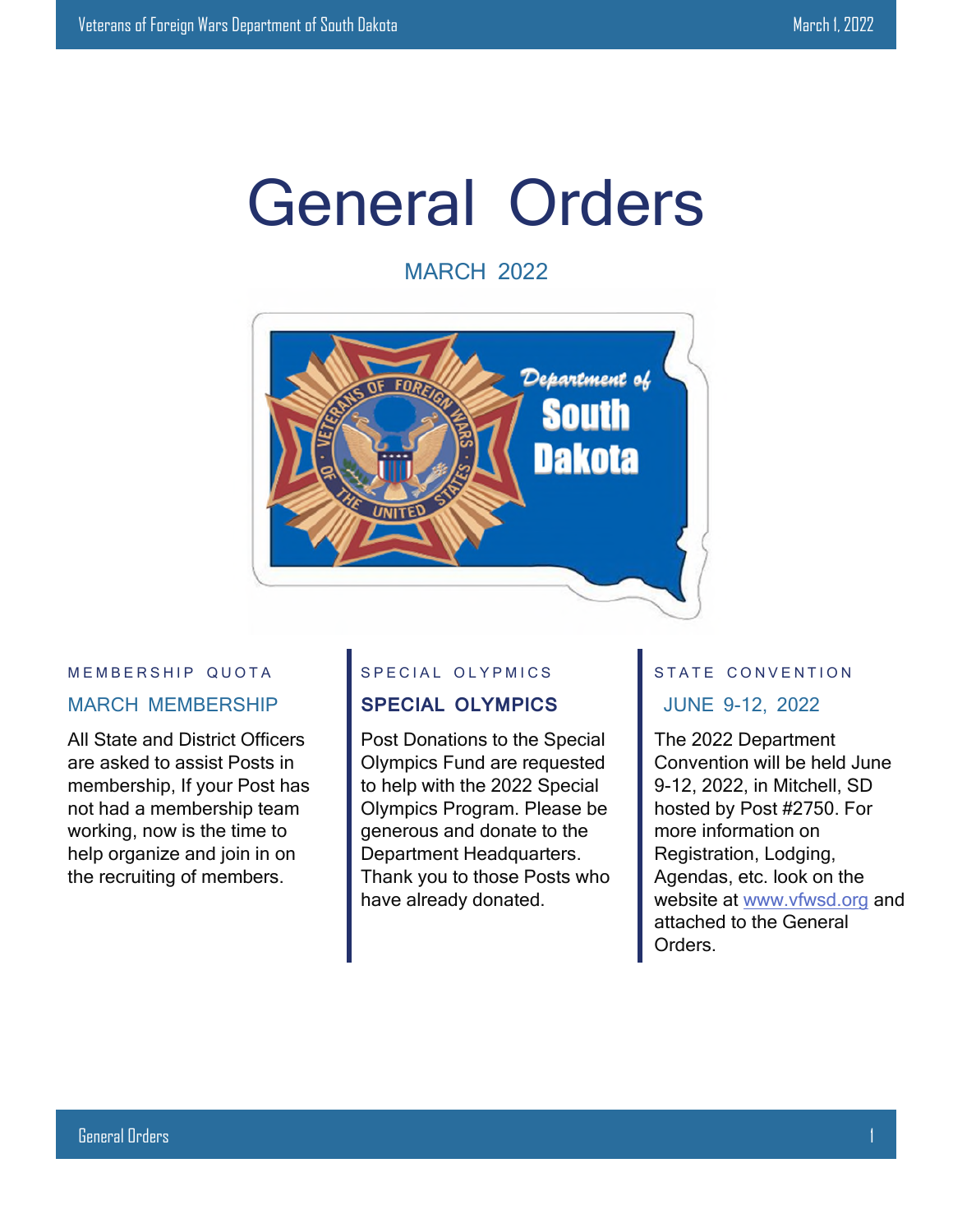# General Orders

MARCH 2022

MEMBERSHIP QUOTA

## MARCH MEMBERSHIP

All State and District Officers are asked to assist Posts in membership, If your Post has not had a membership team working, now is the time to help organize and join in on the recruiting of members.

SPECIAL OLYPMICS

## SPECIAL OLYMPICS

Post Donations to the Special Olympics Fund are requested to help with the 2022 Special Olympics Program. Please be generous and donate to the Department Headquarters. Thank you to those Posts who have already donated.

STATE CONVENTION

## JUNE 9-12, 2022

The 2022 Department Convention will be held June 9-12, 2022, in Mitchell, SD hosted by Post #2750. For more information on Registration, Lodging, Agendas, etc. look on the website at www.vfwsd.org and attached to the General Orders.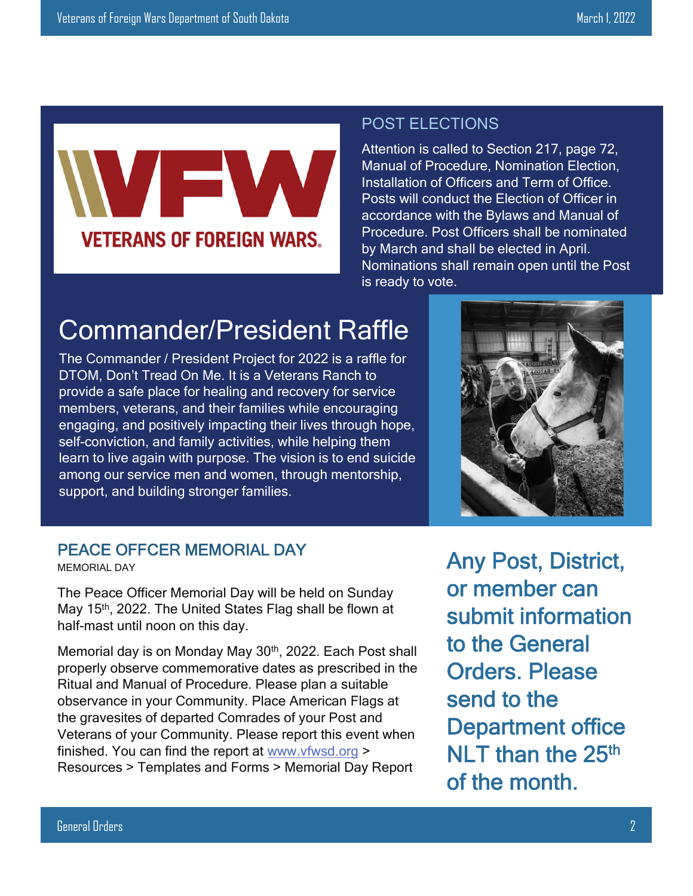## POST ELECTIONS

Attention is called to Section 217, page 72, Manual of Procedure, Nomination Election, Installation of Officers and Term of Office. Posts will conduct the Election of Officer in accordance with the Bylaws and Manual of Procedure. Post Officers shall be nominated by March and shall be elected in April. Nominations shall remain open until the Post is ready to vote.

# Commander/President Raffle

The Commander / President Project for 2022 is a raffle for DTOM, Don't Tread On Me. It is a Veterans Ranch to provide a safe place for healing and recovery for service members, veterans, and their families while encouraging engaging, and positively impacting their lives through hope, self-conviction, and family activities, while helping them learn to live again with purpose. The vision is to end suicide among our service men and women, through mentorship, support, and building stronger families.

## PEACE OFFCER MEMORIAL DAY

MEMORIAL DAY

The Peace Officer Memorial Day will be held on Sunday May 15th, 2022. The United States Flag shall be flown at half-mast until noon on this day.

Memorial day is on Monday May 30th, 2022. Each Post shall properly observe commemorative dates as prescribed in the Ritual and Manual of Procedure. Please plan a suitable observance in your Community. Place American Flags at the gravesites of departed Comrades of your Post and Veterans of your Community. Please report this event when finished. You can find the report at www.vfwsd.org > Resources > Templates and Forms > Memorial Day Report

**Any Post, District, or member can submit information to the General Orders. Please send to the Department office NLT than the 25th of the month.**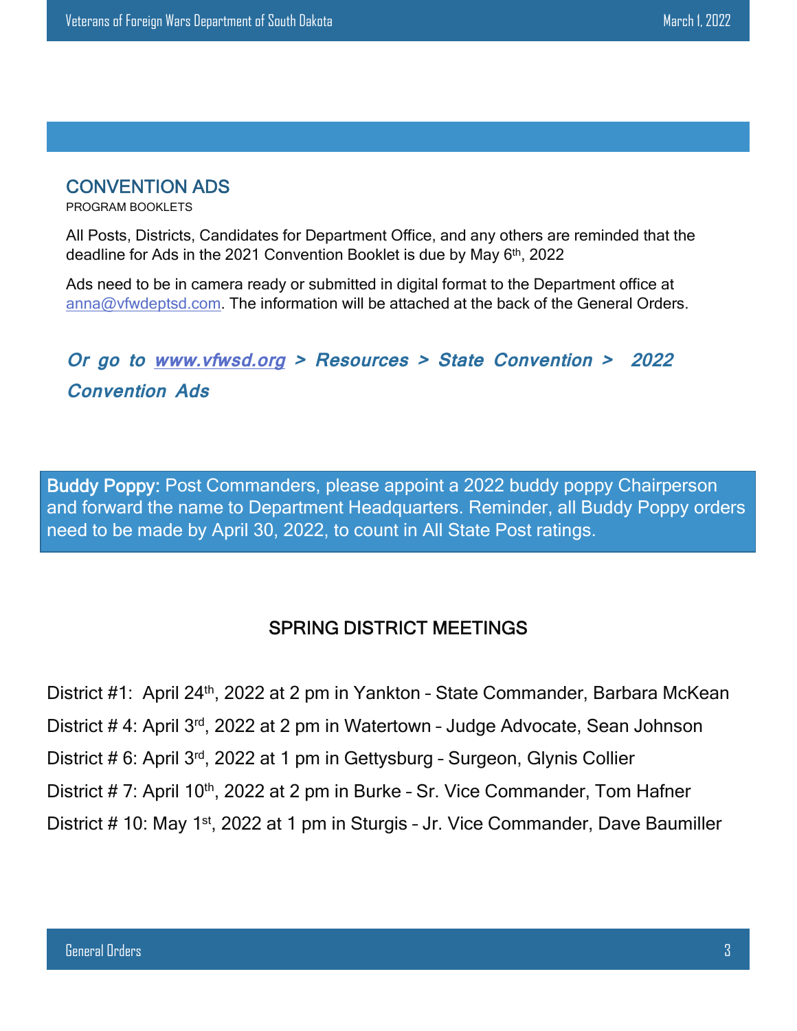## CONVENTION ADS

PROGRAM BOOKLETS

All Posts, Districts, Candidates for Department Office, and any others are reminded that the deadline for Ads in the 2021 Convention Booklet is due by May 6th, 2022

Ads need to be in camera ready or submitted in digital format to the Department office at anna@vfwdeptsd.com. The information will be attached at the back of the General Orders.

***Or go to www.vfwsd.org > Resources > State Convention > 2022 Convention Ads***

**Buddy Poppy:** Post Commanders, please appoint a 2022 buddy poppy Chairperson and forward the name to Department Headquarters. Reminder, all Buddy Poppy orders need to be made by April 30, 2022, to count in All State Post ratings.

## SPRING DISTRICT MEETINGS

District #1: April 24th, 2022 at 2 pm in Yankton – State Commander, Barbara McKean

District # 4: April 3rd, 2022 at 2 pm in Watertown – Judge Advocate, Sean Johnson

District # 6: April 3rd, 2022 at 1 pm in Gettysburg – Surgeon, Glynis Collier

District # 7: April 10th, 2022 at 2 pm in Burke – Sr. Vice Commander, Tom Hafner

District # 10: May 1st, 2022 at 1 pm in Sturgis – Jr. Vice Commander, Dave Baumiller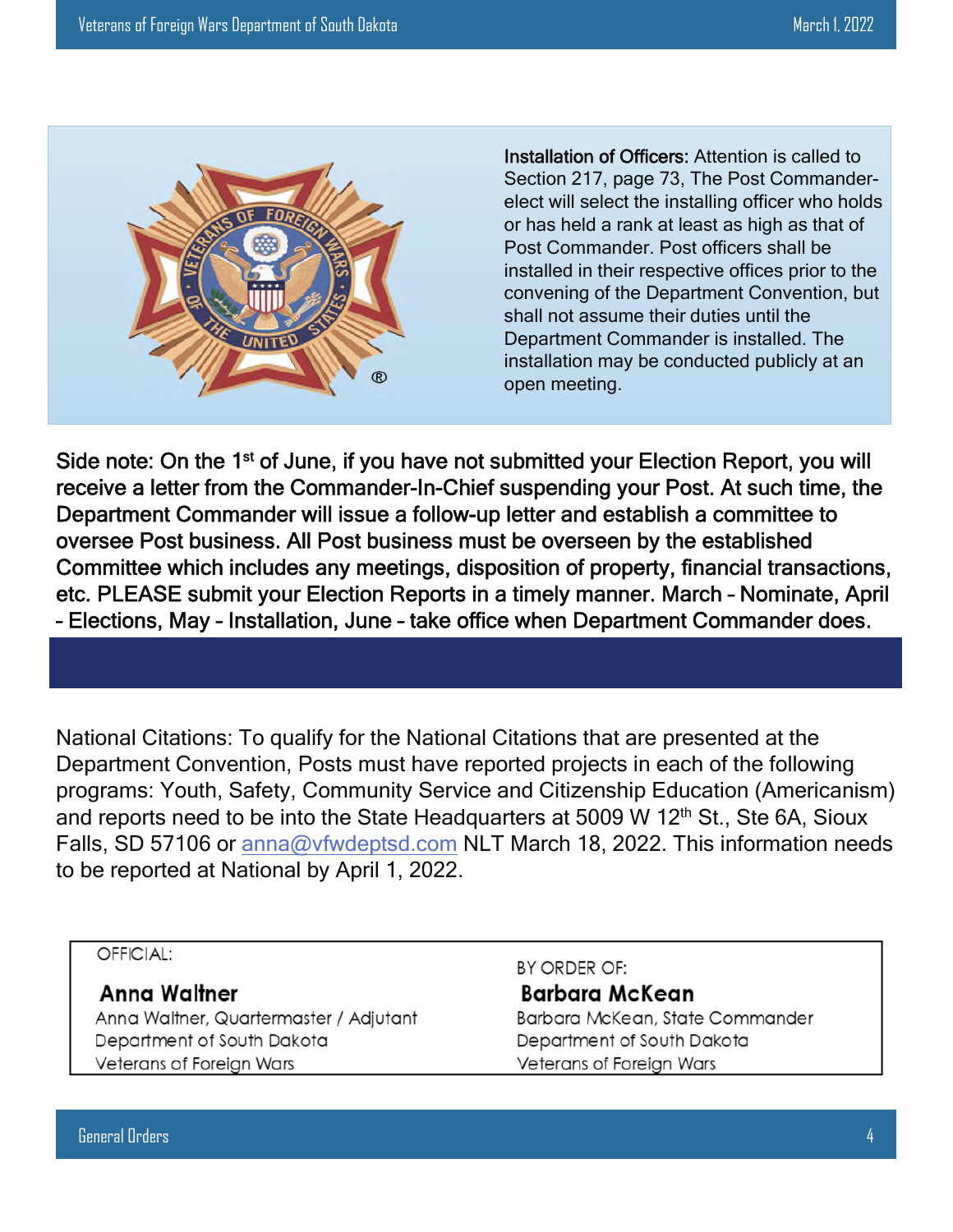**Installation of Officers:** Attention is called to Section 217, page 73, The Post Commander-elect will select the installing officer who holds or has held a rank at least as high as that of Post Commander. Post officers shall be installed in their respective offices prior to the convening of the Department Convention, but shall not assume their duties until the Department Commander is installed. The installation may be conducted publicly at an open meeting.

**Side note: On the 1st of June, if you have not submitted your Election Report, you will receive a letter from the Commander-In-Chief suspending your Post. At such time, the Department Commander will issue a follow-up letter and establish a committee to oversee Post business. All Post business must be overseen by the established Committee which includes any meetings, disposition of property, financial transactions, etc. PLEASE submit your Election Reports in a timely manner. March – Nominate, April – Elections, May – Installation, June – take office when Department Commander does.**

National Citations: To qualify for the National Citations that are presented at the Department Convention, Posts must have reported projects in each of the following programs: Youth, Safety, Community Service and Citizenship Education (Americanism) and reports need to be into the State Headquarters at 5009 W 12th St., Ste 6A, Sioux Falls, SD 57106 or anna@vfwdeptsd.com NLT March 18, 2022. This information needs to be reported at National by April 1, 2022.

| OFFICIAL: | BY ORDER OF: |
|---|---|
| **Anna Waltner** | **Barbara McKean** |
| Anna Waltner, Quartermaster / Adjutant | Barbara McKean, State Commander |
| Department of South Dakota | Department of South Dakota |
| Veterans of Foreign Wars | Veterans of Foreign Wars |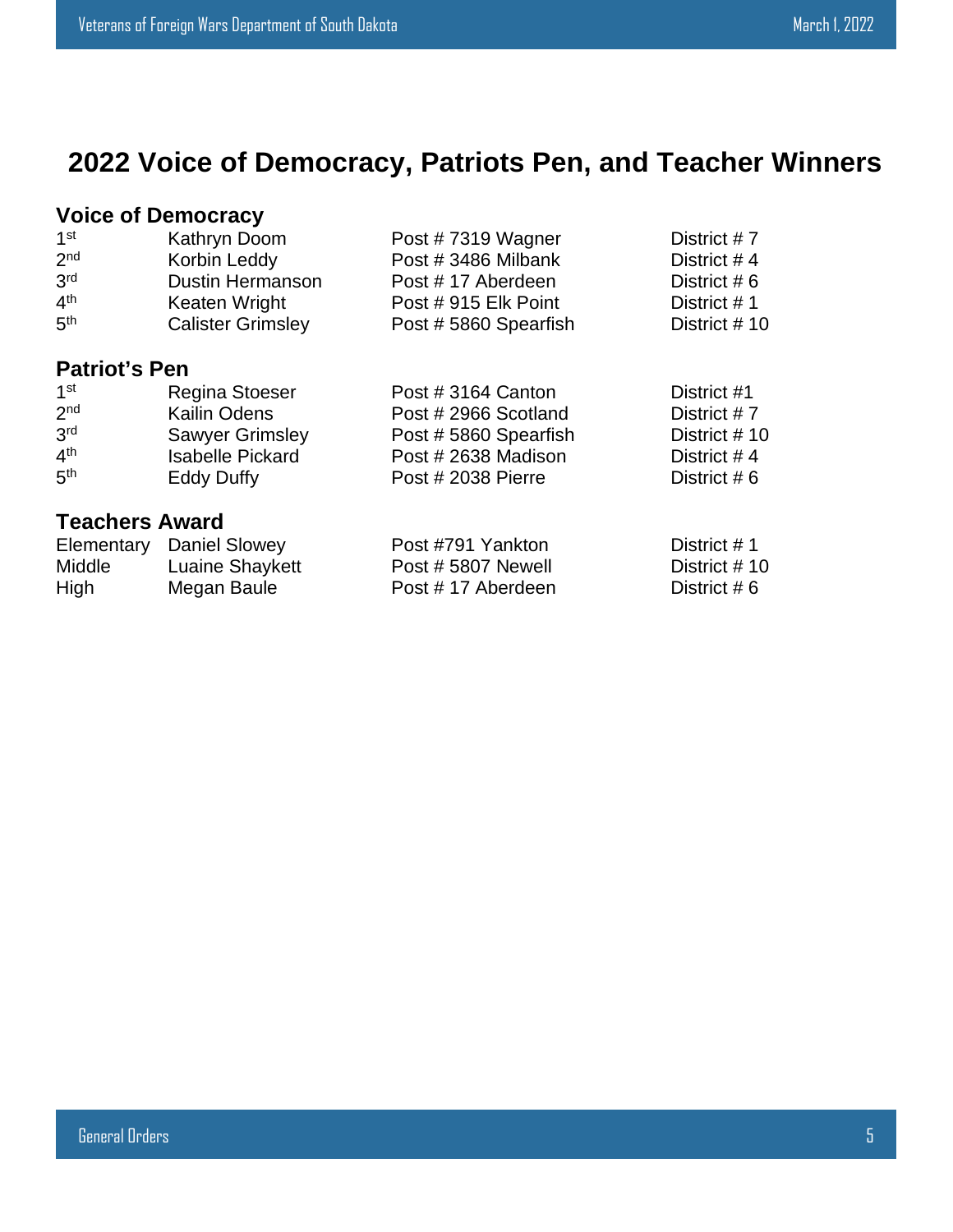# 2022 Voice of Democracy, Patriots Pen, and Teacher Winners

## Voice of Democracy

| | | | |
|---|---|---|---|
| 1st | Kathryn Doom | Post # 7319 Wagner | District # 7 |
| 2nd | Korbin Leddy | Post # 3486 Milbank | District # 4 |
| 3rd | Dustin Hermanson | Post # 17 Aberdeen | District # 6 |
| 4th | Keaten Wright | Post # 915 Elk Point | District # 1 |
| 5th | Calister Grimsley | Post # 5860 Spearfish | District # 10 |

## Patriot's Pen

| | | | |
|---|---|---|---|
| 1st | Regina Stoeser | Post # 3164 Canton | District #1 |
| 2nd | Kailin Odens | Post # 2966 Scotland | District # 7 |
| 3rd | Sawyer Grimsley | Post # 5860 Spearfish | District # 10 |
| 4th | Isabelle Pickard | Post # 2638 Madison | District # 4 |
| 5th | Eddy Duffy | Post # 2038 Pierre | District # 6 |

## Teachers Award

| | | | |
|---|---|---|---|
| Elementary | Daniel Slowey | Post #791 Yankton | District # 1 |
| Middle | Luaine Shaykett | Post # 5807 Newell | District # 10 |
| High | Megan Baule | Post # 17 Aberdeen | District # 6 |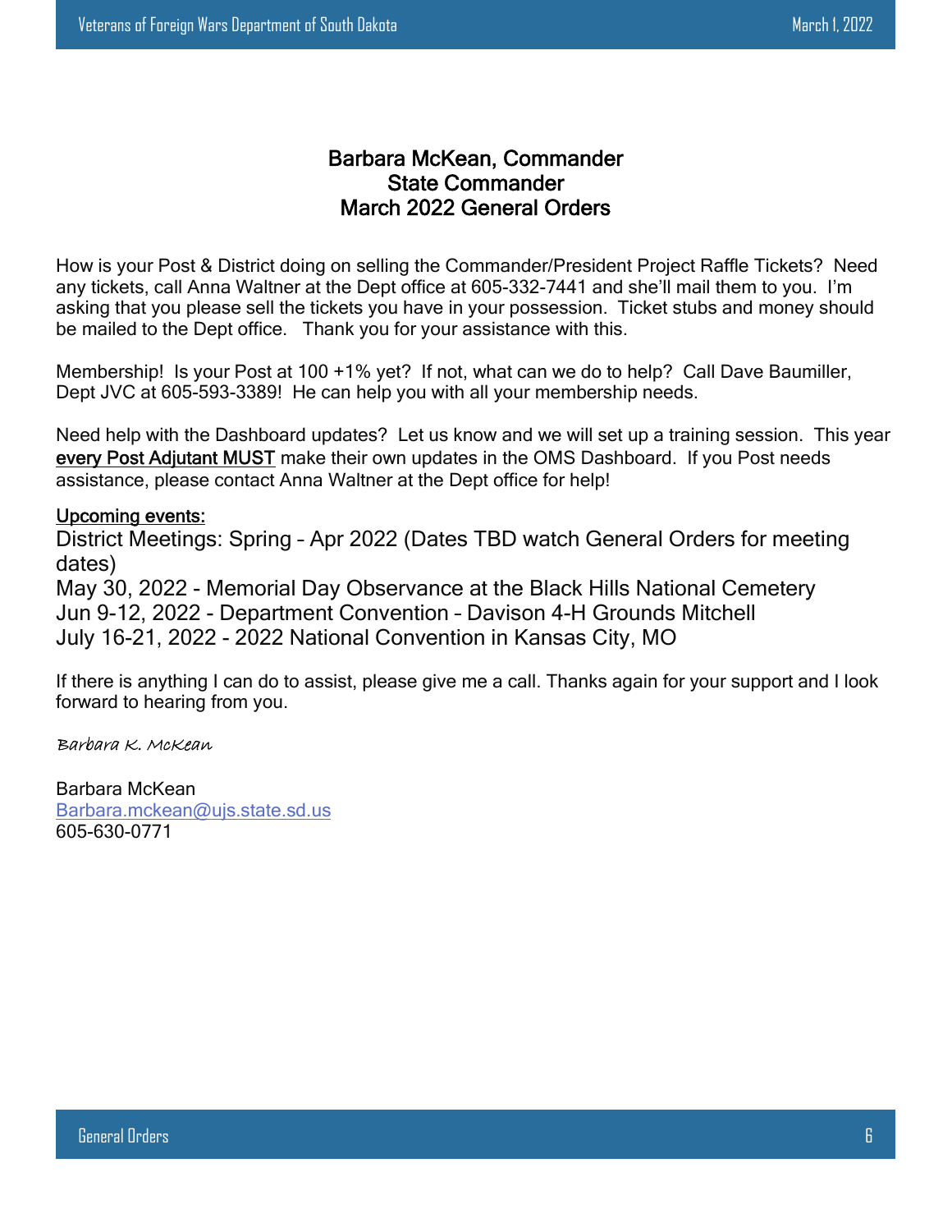## Barbara McKean, Commander
## State Commander
## March 2022 General Orders

How is your Post & District doing on selling the Commander/President Project Raffle Tickets? Need any tickets, call Anna Waltner at the Dept office at 605-332-7441 and she'll mail them to you. I'm asking that you please sell the tickets you have in your possession. Ticket stubs and money should be mailed to the Dept office. Thank you for your assistance with this.

Membership! Is your Post at 100 +1% yet? If not, what can we do to help? Call Dave Baumiller, Dept JVC at 605-593-3389! He can help you with all your membership needs.

Need help with the Dashboard updates? Let us know and we will set up a training session. This year <u>every Post Adjutant MUST</u> make their own updates in the OMS Dashboard. If you Post needs assistance, please contact Anna Waltner at the Dept office for help!

<u>Upcoming events:</u>

District Meetings: Spring – Apr 2022 (Dates TBD watch General Orders for meeting dates)
May 30, 2022 - Memorial Day Observance at the Black Hills National Cemetery
Jun 9-12, 2022 - Department Convention – Davison 4-H Grounds Mitchell
July 16-21, 2022 - 2022 National Convention in Kansas City, MO

If there is anything I can do to assist, please give me a call. Thanks again for your support and I look forward to hearing from you.

*Barbara K. McKean*

Barbara McKean
Barbara.mckean@ujs.state.sd.us
605-630-0771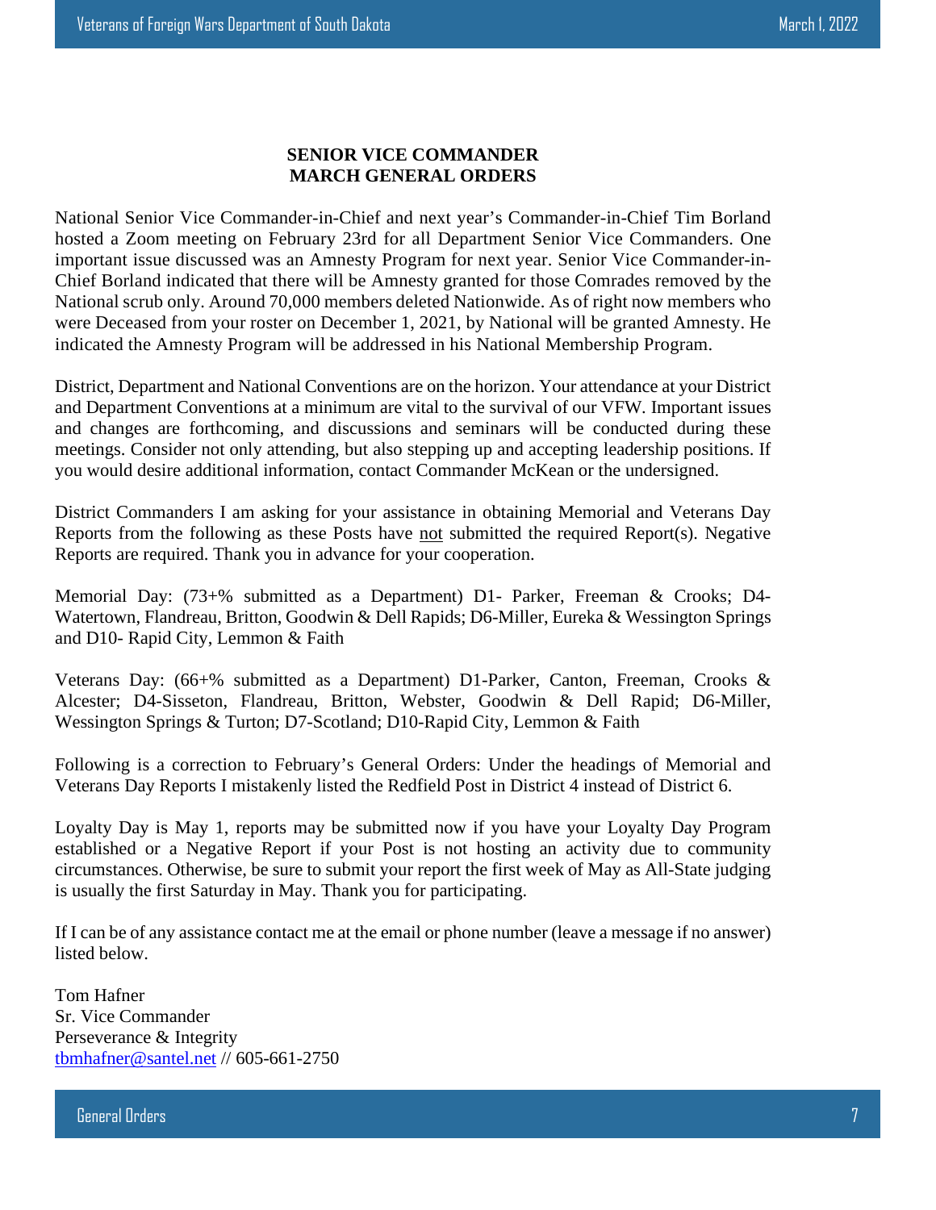**SENIOR VICE COMMANDER**
**MARCH GENERAL ORDERS**

National Senior Vice Commander-in-Chief and next year's Commander-in-Chief Tim Borland hosted a Zoom meeting on February 23rd for all Department Senior Vice Commanders. One important issue discussed was an Amnesty Program for next year. Senior Vice Commander-in-Chief Borland indicated that there will be Amnesty granted for those Comrades removed by the National scrub only. Around 70,000 members deleted Nationwide. As of right now members who were Deceased from your roster on December 1, 2021, by National will be granted Amnesty. He indicated the Amnesty Program will be addressed in his National Membership Program.

District, Department and National Conventions are on the horizon. Your attendance at your District and Department Conventions at a minimum are vital to the survival of our VFW. Important issues and changes are forthcoming, and discussions and seminars will be conducted during these meetings. Consider not only attending, but also stepping up and accepting leadership positions. If you would desire additional information, contact Commander McKean or the undersigned.

District Commanders I am asking for your assistance in obtaining Memorial and Veterans Day Reports from the following as these Posts have <u>not</u> submitted the required Report(s). Negative Reports are required. Thank you in advance for your cooperation.

Memorial Day: (73+% submitted as a Department) D1- Parker, Freeman & Crooks; D4-Watertown, Flandreau, Britton, Goodwin & Dell Rapids; D6-Miller, Eureka & Wessington Springs and D10- Rapid City, Lemmon & Faith

Veterans Day: (66+% submitted as a Department) D1-Parker, Canton, Freeman, Crooks & Alcester; D4-Sisseton, Flandreau, Britton, Webster, Goodwin & Dell Rapid; D6-Miller, Wessington Springs & Turton; D7-Scotland; D10-Rapid City, Lemmon & Faith

Following is a correction to February's General Orders: Under the headings of Memorial and Veterans Day Reports I mistakenly listed the Redfield Post in District 4 instead of District 6.

Loyalty Day is May 1, reports may be submitted now if you have your Loyalty Day Program established or a Negative Report if your Post is not hosting an activity due to community circumstances. Otherwise, be sure to submit your report the first week of May as All-State judging is usually the first Saturday in May. Thank you for participating.

If I can be of any assistance contact me at the email or phone number (leave a message if no answer) listed below.

Tom Hafner
Sr. Vice Commander
Perseverance & Integrity
tbmhafner@santel.net // 605-661-2750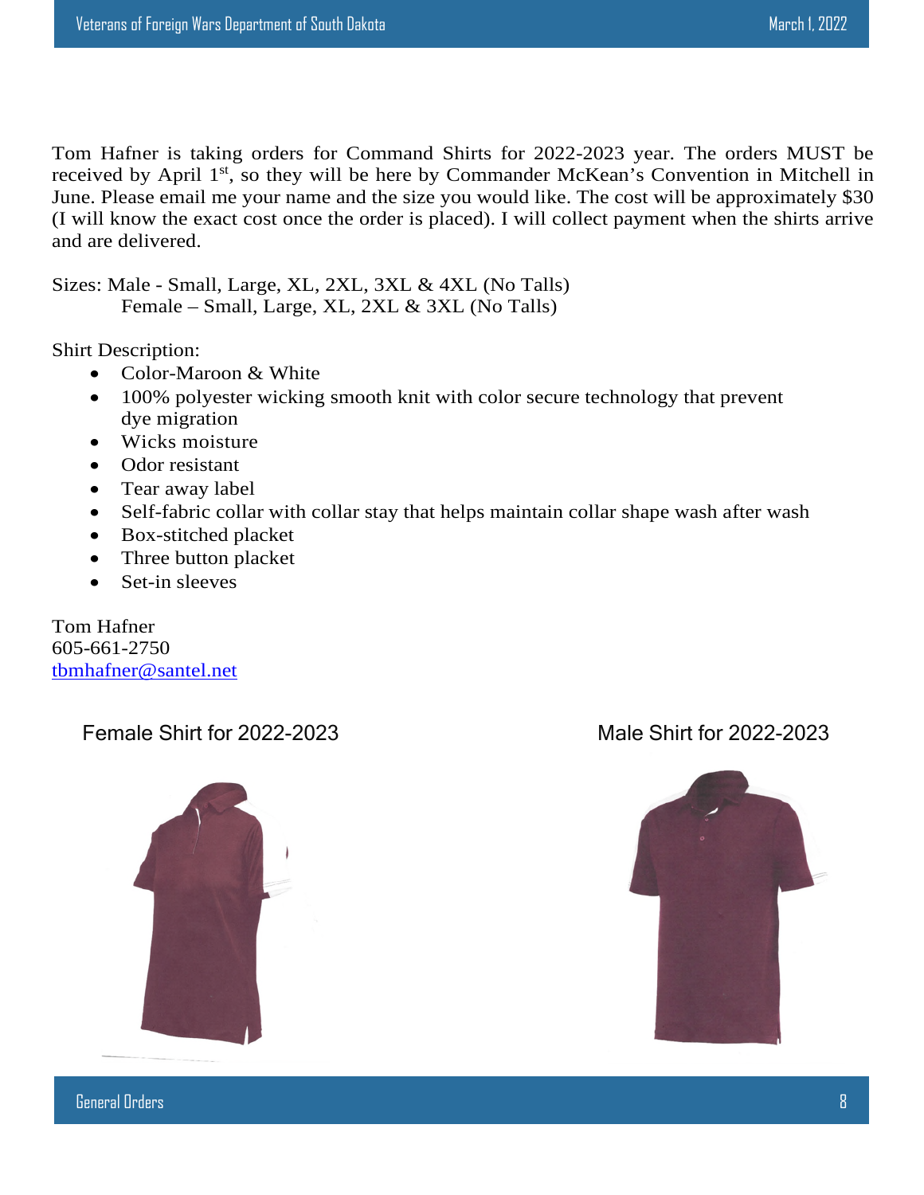Tom Hafner is taking orders for Command Shirts for 2022-2023 year. The orders MUST be received by April 1st, so they will be here by Commander McKean's Convention in Mitchell in June. Please email me your name and the size you would like. The cost will be approximately $30 (I will know the exact cost once the order is placed). I will collect payment when the shirts arrive and are delivered.

Sizes: Male - Small, Large, XL, 2XL, 3XL & 4XL (No Talls)
Female – Small, Large, XL, 2XL & 3XL (No Talls)

Shirt Description:

- Color-Maroon & White
- 100% polyester wicking smooth knit with color secure technology that prevent dye migration
- Wicks moisture
- Odor resistant
- Tear away label
- Self-fabric collar with collar stay that helps maintain collar shape wash after wash
- Box-stitched placket
- Three button placket
- Set-in sleeves

Tom Hafner
605-661-2750
tbmhafner@santel.net

Female Shirt for 2022-2023

Male Shirt for 2022-2023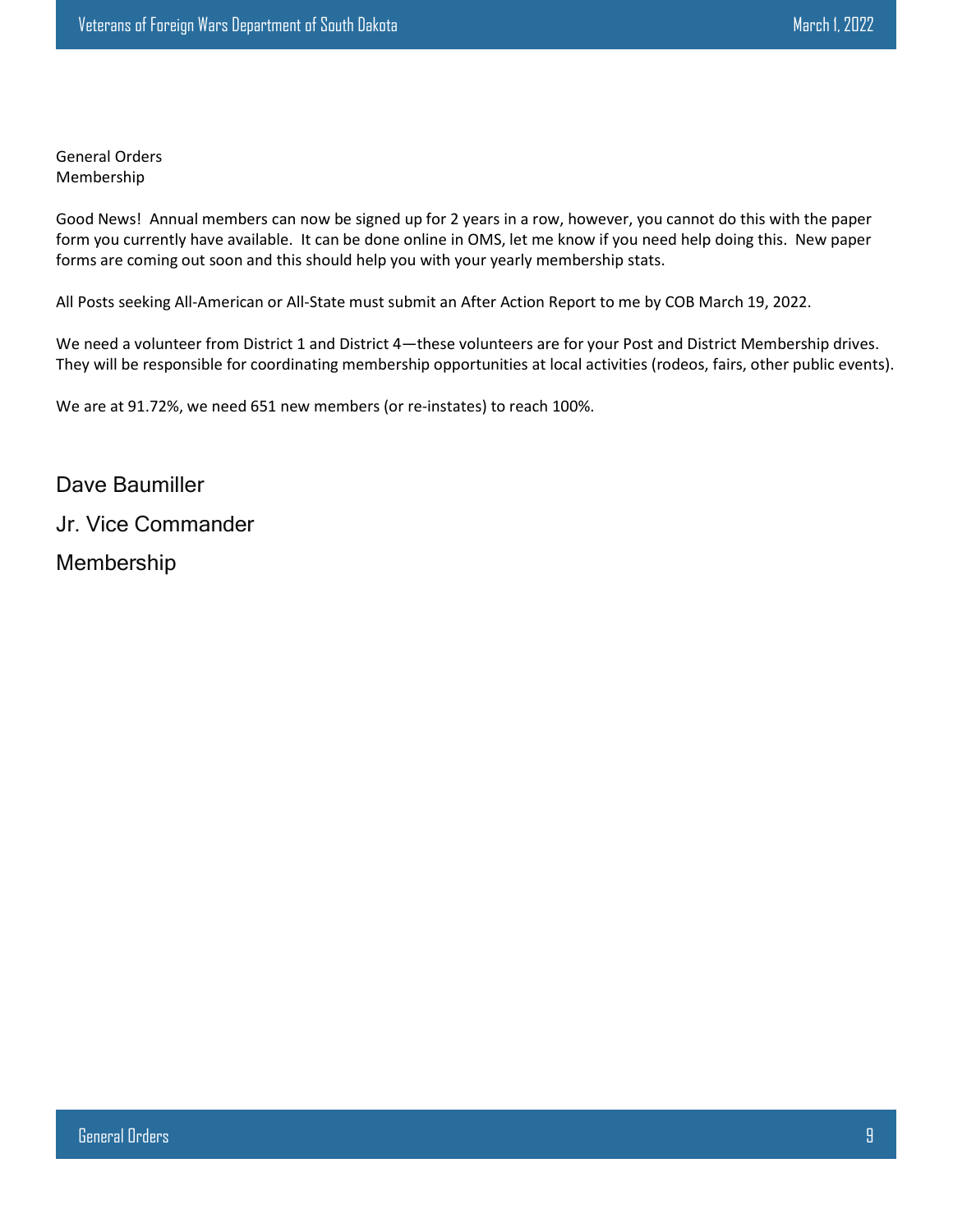General Orders
Membership

Good News! Annual members can now be signed up for 2 years in a row, however, you cannot do this with the paper form you currently have available. It can be done online in OMS, let me know if you need help doing this. New paper forms are coming out soon and this should help you with your yearly membership stats.

All Posts seeking All-American or All-State must submit an After Action Report to me by COB March 19, 2022.

We need a volunteer from District 1 and District 4—these volunteers are for your Post and District Membership drives. They will be responsible for coordinating membership opportunities at local activities (rodeos, fairs, other public events).

We are at 91.72%, we need 651 new members (or re-instates) to reach 100%.

Dave Baumiller

Jr. Vice Commander

Membership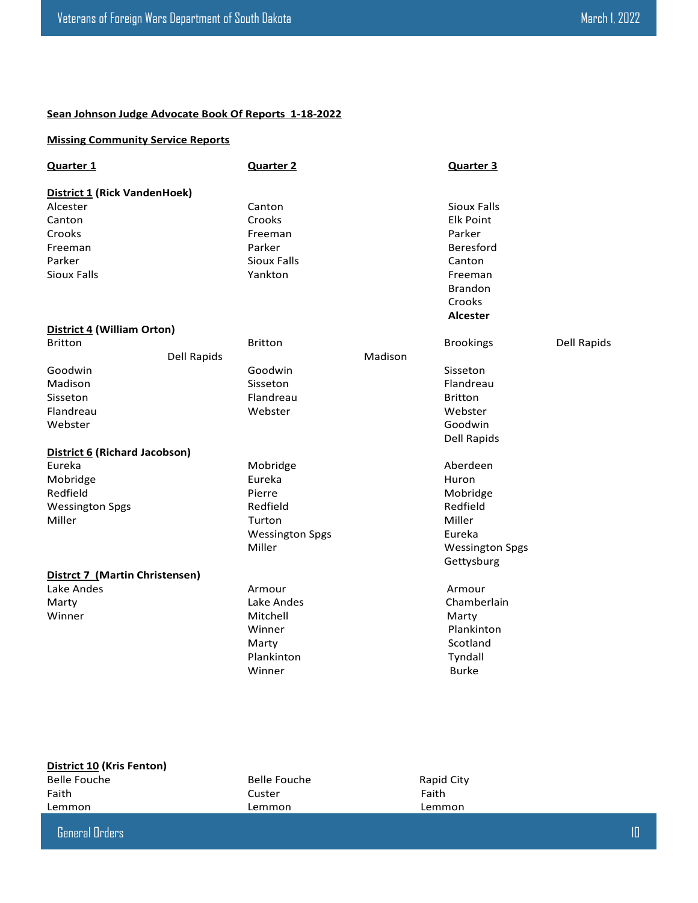**Sean Johnson Judge Advocate Book Of Reports 1-18-2022**

**Missing Community Service Reports**

| Quarter 1 | Quarter 2 | Quarter 3 | |
|---|---|---|---|
| **District 1 (Rick VandenHoek)** | | | |
| Alcester | Canton | Sioux Falls | |
| Canton | Crooks | Elk Point | |
| Crooks | Freeman | Parker | |
| Freeman | Parker | Beresford | |
| Parker | Sioux Falls | Canton | |
| Sioux Falls | Yankton | Freeman | |
| | | Brandon | |
| | | Crooks | |
| | | **Alcester** | |
| **District 4 (William Orton)** | | | |
| Britton | Britton | Brookings | Dell Rapids |
| Dell Rapids | Madison | | |
| Goodwin | Goodwin | Sisseton | |
| Madison | Sisseton | Flandreau | |
| Sisseton | Flandreau | Britton | |
| Flandreau | Webster | Webster | |
| Webster | | Goodwin | |
| | | Dell Rapids | |
| **District 6 (Richard Jacobson)** | | | |
| Eureka | Mobridge | Aberdeen | |
| Mobridge | Eureka | Huron | |
| Redfield | Pierre | Mobridge | |
| Wessington Spgs | Redfield | Redfield | |
| Miller | Turton | Miller | |
| | Wessington Spgs | Eureka | |
| | Miller | Wessington Spgs | |
| | | Gettysburg | |
| **Distrct 7 (Martin Christensen)** | | | |
| Lake Andes | Armour | Armour | |
| Marty | Lake Andes | Chamberlain | |
| Winner | Mitchell | Marty | |
| | Winner | Plankinton | |
| | Marty | Scotland | |
| | Plankinton | Tyndall | |
| | Winner | Burke | |
| **District 10 (Kris Fenton)** | | | |
| Belle Fouche | Belle Fouche | Rapid City | |
| Faith | Custer | Faith | |
| Lemmon | Lemmon | Lemmon | |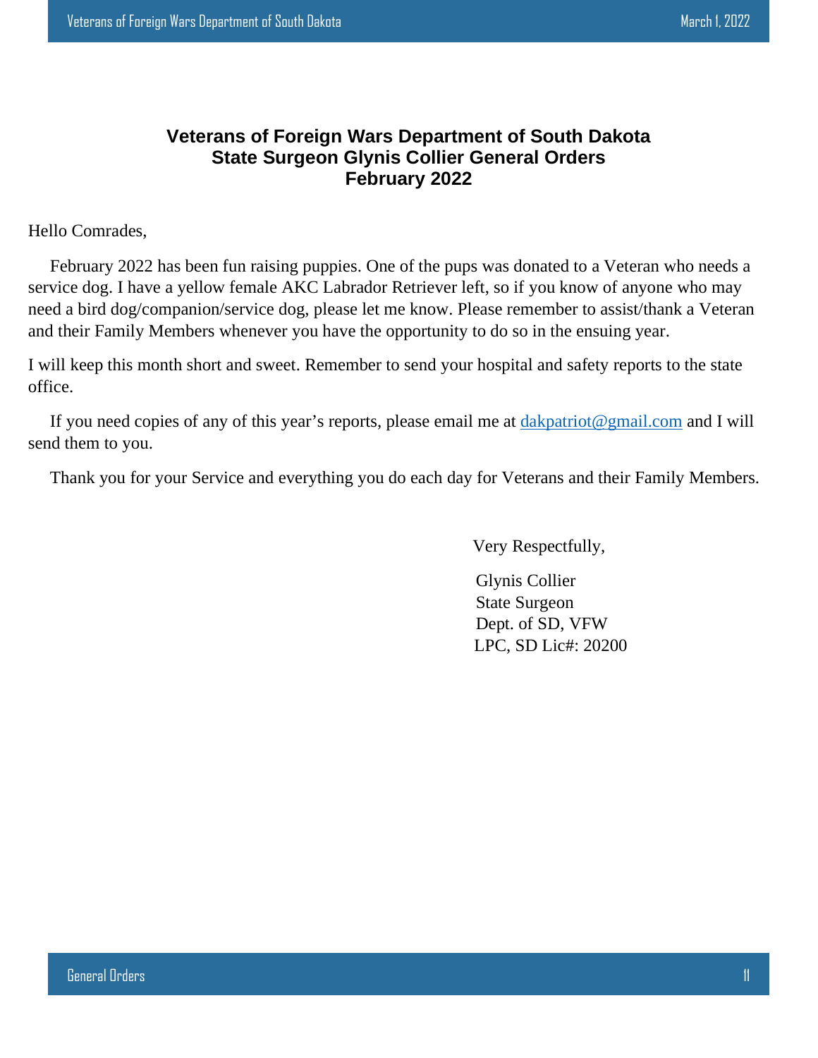# Veterans of Foreign Wars Department of South Dakota
# State Surgeon Glynis Collier General Orders
# February 2022

Hello Comrades,

February 2022 has been fun raising puppies. One of the pups was donated to a Veteran who needs a service dog. I have a yellow female AKC Labrador Retriever left, so if you know of anyone who may need a bird dog/companion/service dog, please let me know. Please remember to assist/thank a Veteran and their Family Members whenever you have the opportunity to do so in the ensuing year.

I will keep this month short and sweet. Remember to send your hospital and safety reports to the state office.

If you need copies of any of this year's reports, please email me at dakpatriot@gmail.com and I will send them to you.

Thank you for your Service and everything you do each day for Veterans and their Family Members.

Very Respectfully,

Glynis Collier
State Surgeon
Dept. of SD, VFW
LPC, SD Lic#: 20200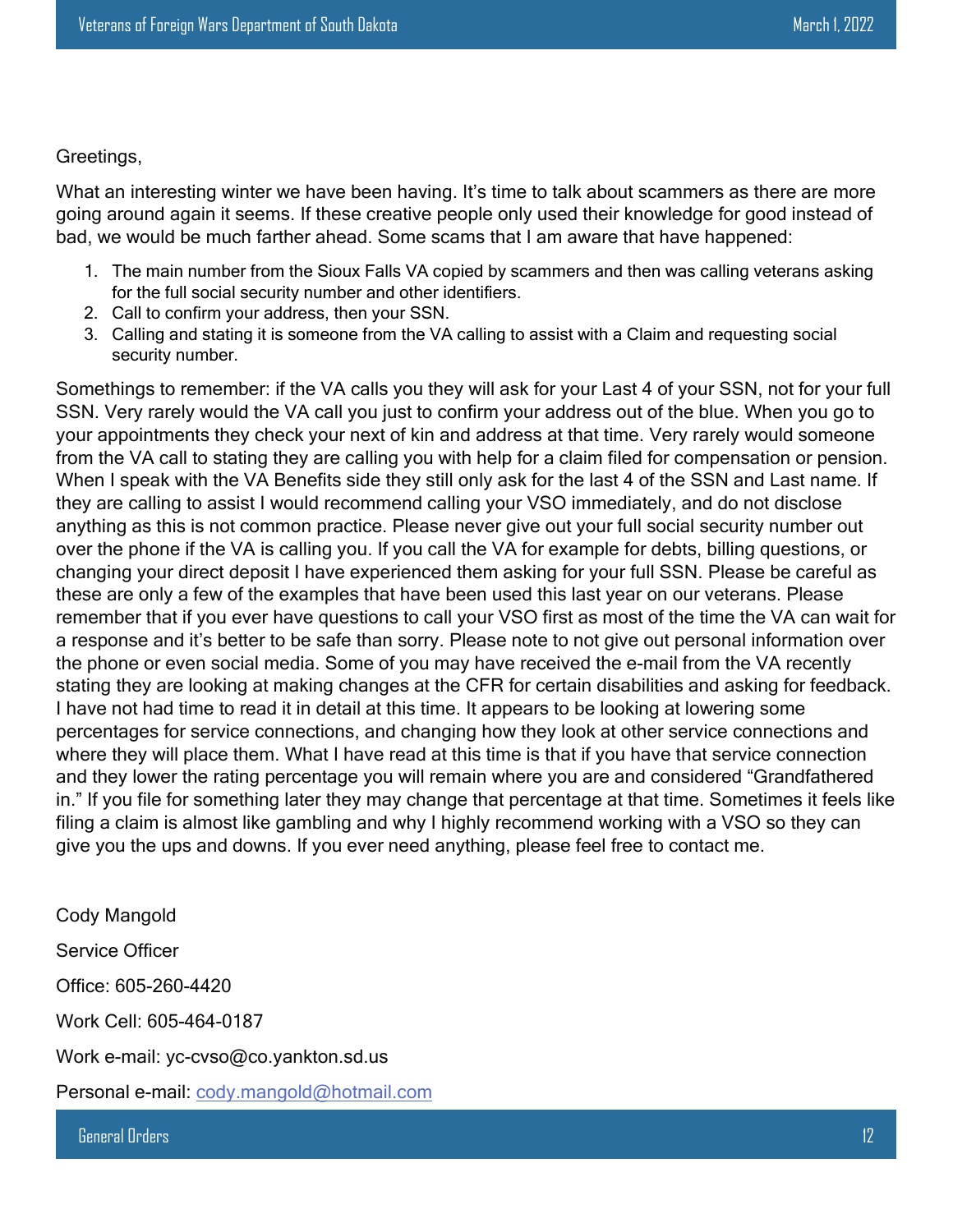Greetings,

What an interesting winter we have been having. It's time to talk about scammers as there are more going around again it seems. If these creative people only used their knowledge for good instead of bad, we would be much farther ahead. Some scams that I am aware that have happened:

1. The main number from the Sioux Falls VA copied by scammers and then was calling veterans asking for the full social security number and other identifiers.
2. Call to confirm your address, then your SSN.
3. Calling and stating it is someone from the VA calling to assist with a Claim and requesting social security number.

Somethings to remember: if the VA calls you they will ask for your Last 4 of your SSN, not for your full SSN. Very rarely would the VA call you just to confirm your address out of the blue. When you go to your appointments they check your next of kin and address at that time. Very rarely would someone from the VA call to stating they are calling you with help for a claim filed for compensation or pension. When I speak with the VA Benefits side they still only ask for the last 4 of the SSN and Last name. If they are calling to assist I would recommend calling your VSO immediately, and do not disclose anything as this is not common practice. Please never give out your full social security number out over the phone if the VA is calling you. If you call the VA for example for debts, billing questions, or changing your direct deposit I have experienced them asking for your full SSN. Please be careful as these are only a few of the examples that have been used this last year on our veterans. Please remember that if you ever have questions to call your VSO first as most of the time the VA can wait for a response and it's better to be safe than sorry. Please note to not give out personal information over the phone or even social media. Some of you may have received the e-mail from the VA recently stating they are looking at making changes at the CFR for certain disabilities and asking for feedback. I have not had time to read it in detail at this time. It appears to be looking at lowering some percentages for service connections, and changing how they look at other service connections and where they will place them. What I have read at this time is that if you have that service connection and they lower the rating percentage you will remain where you are and considered "Grandfathered in." If you file for something later they may change that percentage at that time. Sometimes it feels like filing a claim is almost like gambling and why I highly recommend working with a VSO so they can give you the ups and downs. If you ever need anything, please feel free to contact me.

Cody Mangold

Service Officer

Office: 605-260-4420

Work Cell: 605-464-0187

Work e-mail: yc-cvso@co.yankton.sd.us

Personal e-mail: cody.mangold@hotmail.com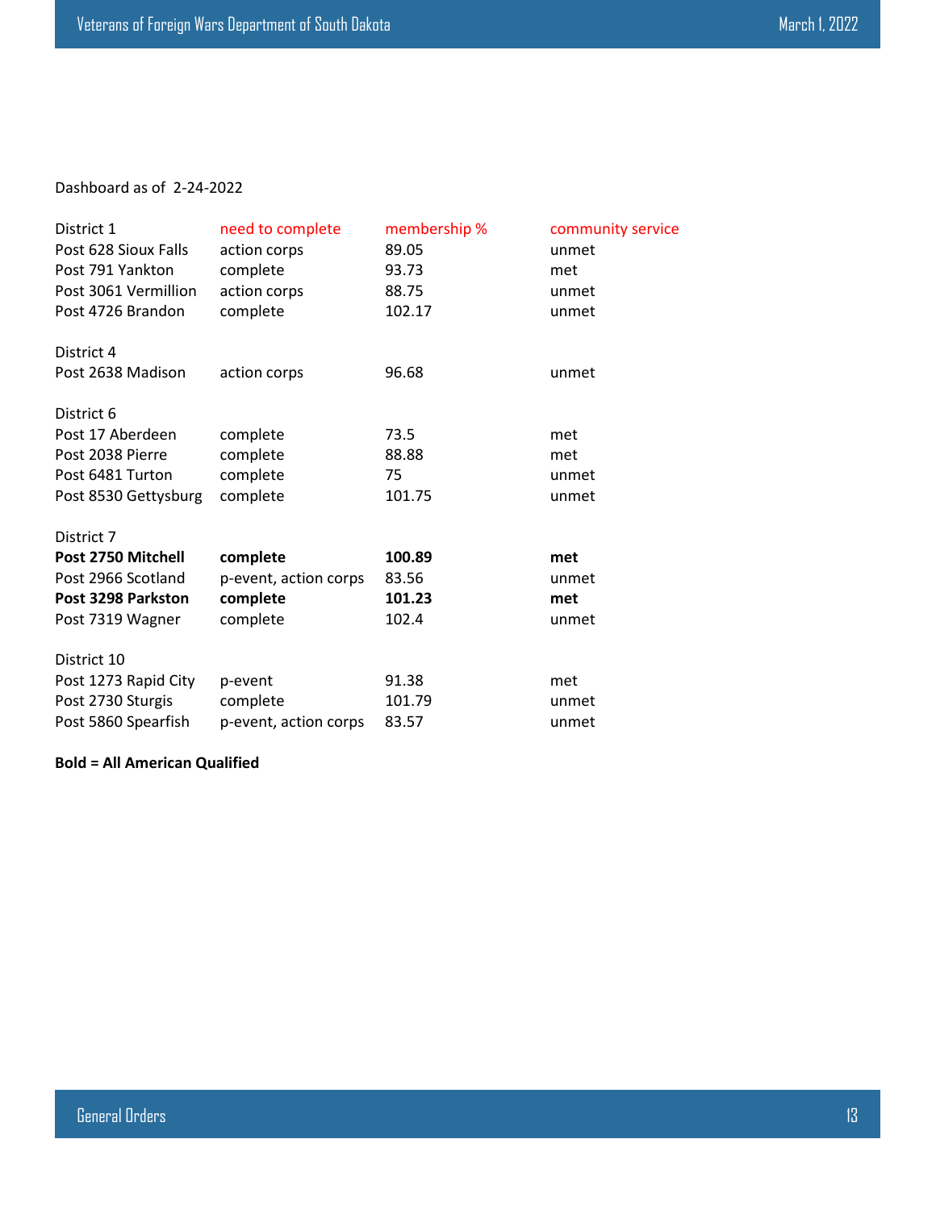Dashboard as of 2-24-2022

| District 1 | need to complete | membership % | community service |
|---|---|---|---|
| Post 628 Sioux Falls | action corps | 89.05 | unmet |
| Post 791 Yankton | complete | 93.73 | met |
| Post 3061 Vermillion | action corps | 88.75 | unmet |
| Post 4726 Brandon | complete | 102.17 | unmet |
| | | | |
| District 4 | | | |
| Post 2638 Madison | action corps | 96.68 | unmet |
| | | | |
| District 6 | | | |
| Post 17 Aberdeen | complete | 73.5 | met |
| Post 2038 Pierre | complete | 88.88 | met |
| Post 6481 Turton | complete | 75 | unmet |
| Post 8530 Gettysburg | complete | 101.75 | unmet |
| | | | |
| District 7 | | | |
| **Post 2750 Mitchell** | **complete** | **100.89** | **met** |
| Post 2966 Scotland | p-event, action corps | 83.56 | unmet |
| **Post 3298 Parkston** | **complete** | **101.23** | **met** |
| Post 7319 Wagner | complete | 102.4 | unmet |
| | | | |
| District 10 | | | |
| Post 1273 Rapid City | p-event | 91.38 | met |
| Post 2730 Sturgis | complete | 101.79 | unmet |
| Post 5860 Spearfish | p-event, action corps | 83.57 | unmet |

**Bold = All American Qualified**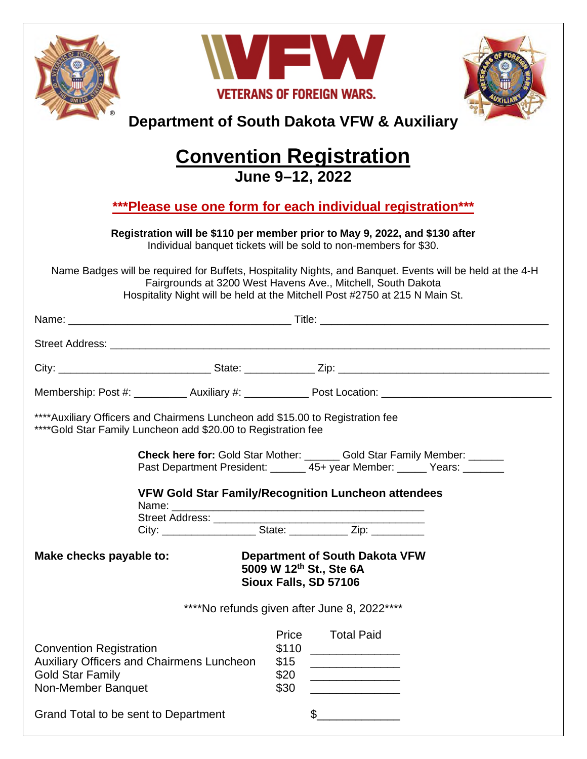**VETERANS OF FOREIGN WARS.**

## Department of South Dakota VFW & Auxiliary

# Convention Registration

## June 9–12, 2022

***Please use one form for each individual registration***

**Registration will be $110 per member prior to May 9, 2022, and $130 after**
Individual banquet tickets will be sold to non-members for $30.

Name Badges will be required for Buffets, Hospitality Nights, and Banquet. Events will be held at the 4-H Fairgrounds at 3200 West Havens Ave., Mitchell, South Dakota
Hospitality Night will be held at the Mitchell Post #2750 at 215 N Main St.

Name: ______________________________________ Title: ______________________________________

Street Address: ______________________________________________________________________

City: __________________________ State: ____________ Zip: __________________________________

Membership: Post #: _________ Auxiliary #: ___________ Post Location: ____________________________

****Auxiliary Officers and Chairmens Luncheon add $15.00 to Registration fee
****Gold Star Family Luncheon add $20.00 to Registration fee

**Check here for:** Gold Star Mother: ______ Gold Star Family Member: ______
Past Department President: ______ 45+ year Member: _____ Years: _______

**VFW Gold Star Family/Recognition Luncheon attendees**
Name: ___________________________________________
Street Address: ___________________________________
City: ________________ State: __________ Zip: _________

**Make checks payable to:** **Department of South Dakota VFW**
**5009 W 12th St., Ste 6A**
**Sioux Falls, SD 57106**

****No refunds given after June 8, 2022****

| | Price | Total Paid |
|---|---|---|
| Convention Registration | $110 | ______________ |
| Auxiliary Officers and Chairmens Luncheon | $15 | ______________ |
| Gold Star Family | $20 | ______________ |
| Non-Member Banquet | $30 | ______________ |

Grand Total to be sent to Department $_____________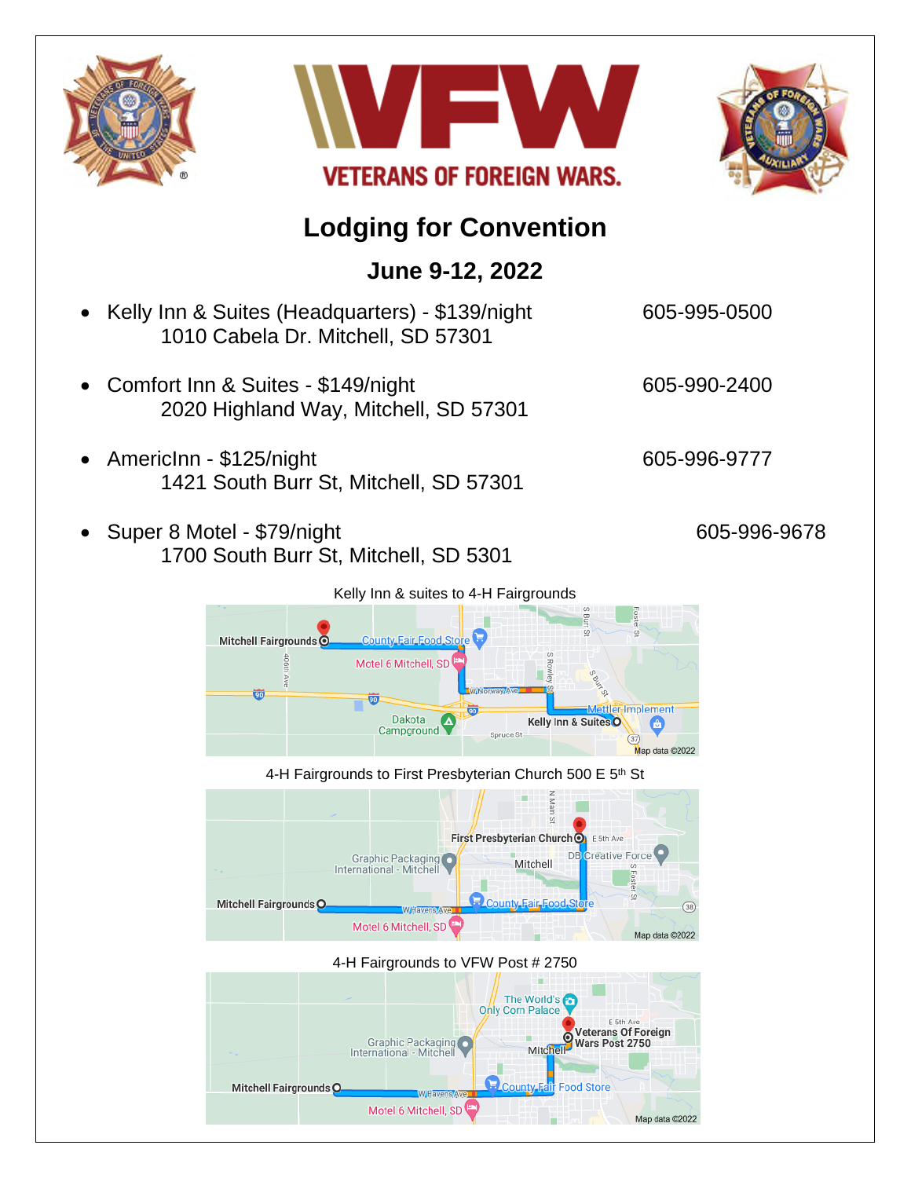VETERANS OF FOREIGN WARS.

# Lodging for Convention

## June 9-12, 2022

- Kelly Inn & Suites (Headquarters) - $139/night — 605-995-0500
  1010 Cabela Dr. Mitchell, SD 57301

- Comfort Inn & Suites - $149/night — 605-990-2400
  2020 Highland Way, Mitchell, SD 57301

- AmericInn - $125/night — 605-996-9777
  1421 South Burr St, Mitchell, SD 57301

- Super 8 Motel - $79/night — 605-996-9678
  1700 South Burr St, Mitchell, SD 5301

Kelly Inn & suites to 4-H Fairgrounds

4-H Fairgrounds to First Presbyterian Church 500 E 5th St

4-H Fairgrounds to VFW Post # 2750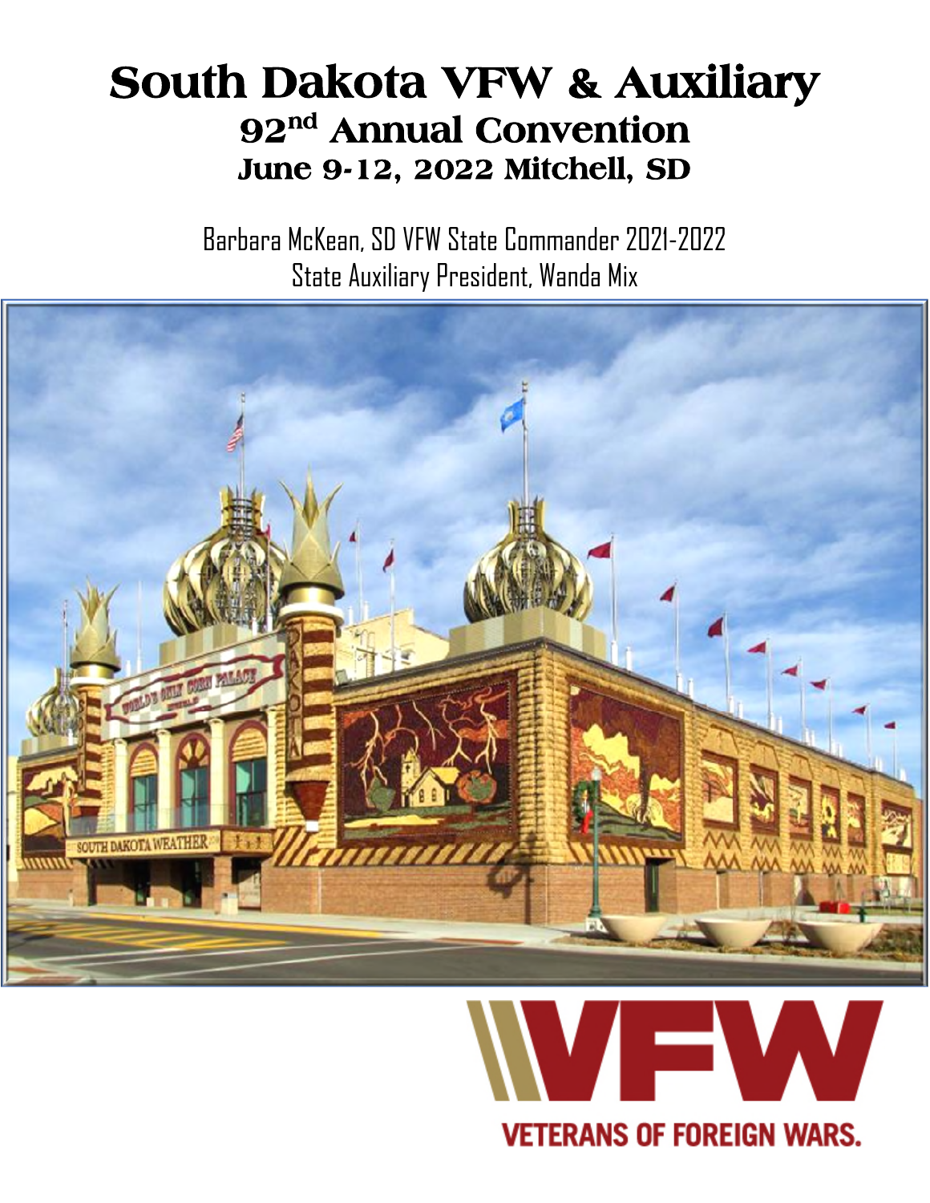# South Dakota VFW & Auxiliary

## 92nd Annual Convention

### June 9-12, 2022 Mitchell, SD

Barbara McKean, SD VFW State Commander 2021-2022

State Auxiliary President, Wanda Mix

VETERANS OF FOREIGN WARS.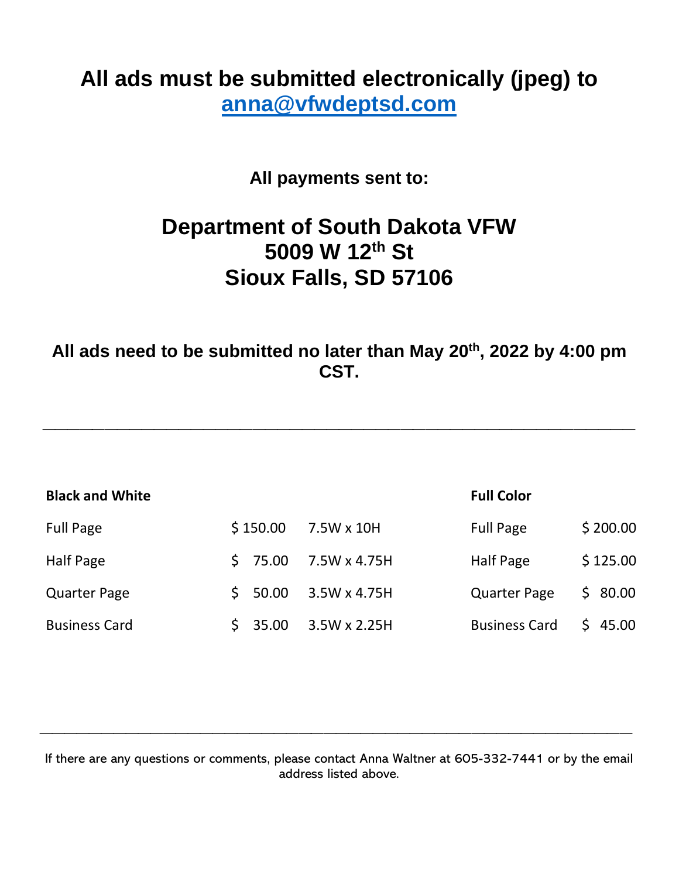# All ads must be submitted electronically (jpeg) to anna@vfwdeptsd.com

**All payments sent to:**

## Department of South Dakota VFW
## 5009 W 12th St
## Sioux Falls, SD 57106

### All ads need to be submitted no later than May 20th, 2022 by 4:00 pm CST.

---

| **Black and White** | | | **Full Color** | |
|---|---|---|---|---|
| Full Page | $ 150.00 | 7.5W x 10H | Full Page | $ 200.00 |
| Half Page | $ 75.00 | 7.5W x 4.75H | Half Page | $ 125.00 |
| Quarter Page | $ 50.00 | 3.5W x 4.75H | Quarter Page | $ 80.00 |
| Business Card | $ 35.00 | 3.5W x 2.25H | Business Card | $ 45.00 |

---

If there are any questions or comments, please contact Anna Waltner at 605-332-7441 or by the email address listed above.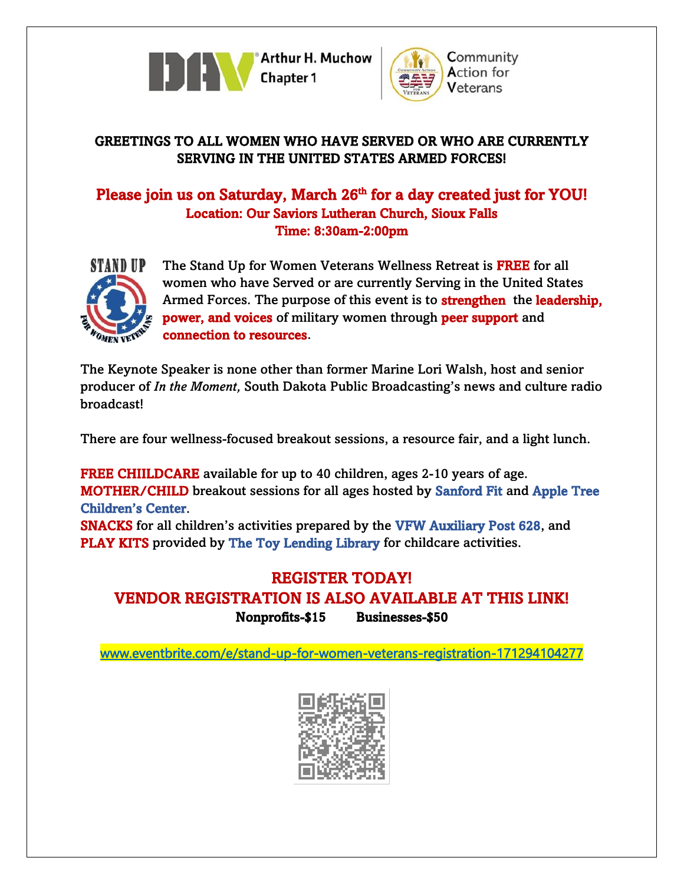Arthur H. Muchow Chapter 1 | Community Action for Veterans

**GREETINGS TO ALL WOMEN WHO HAVE SERVED OR WHO ARE CURRENTLY SERVING IN THE UNITED STATES ARMED FORCES!**

## Please join us on Saturday, March 26th for a day created just for YOU!

**Location: Our Saviors Lutheran Church, Sioux Falls**

**Time: 8:30am-2:00pm**

The Stand Up for Women Veterans Wellness Retreat is **FREE** for all women who have Served or are currently Serving in the United States Armed Forces. The purpose of this event is to **strengthen** the **leadership, power, and voices** of military women through **peer support** and **connection to resources**.

The Keynote Speaker is none other than former Marine Lori Walsh, host and senior producer of *In the Moment,* South Dakota Public Broadcasting's news and culture radio broadcast!

There are four wellness-focused breakout sessions, a resource fair, and a light lunch.

**FREE CHIILDCARE** available for up to 40 children, ages 2-10 years of age.
**MOTHER/CHILD** breakout sessions for all ages hosted by **Sanford Fit** and **Apple Tree Children's Center**.
**SNACKS** for all children's activities prepared by the **VFW Auxiliary Post 628**, and **PLAY KITS** provided by **The Toy Lending Library** for childcare activities.

## REGISTER TODAY!
## VENDOR REGISTRATION IS ALSO AVAILABLE AT THIS LINK!

**Nonprofits-$15 Businesses-$50**

www.eventbrite.com/e/stand-up-for-women-veterans-registration-171294104277